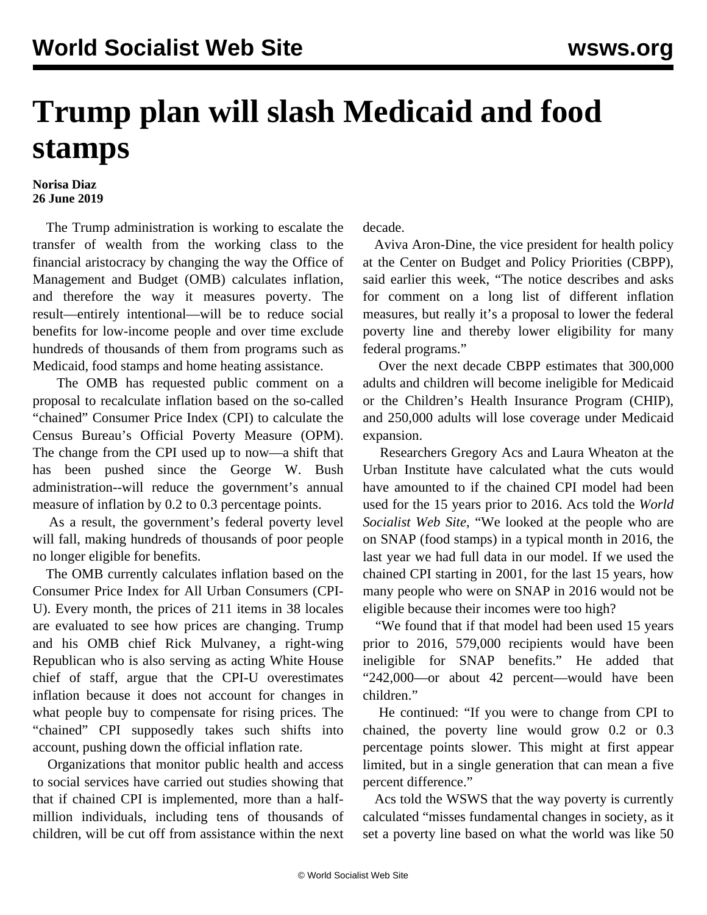# Trump plan will slash Medicaid and food stamps

**Norisa Diaz**
**26 June 2019**

The Trump administration is working to escalate the transfer of wealth from the working class to the financial aristocracy by changing the way the Office of Management and Budget (OMB) calculates inflation, and therefore the way it measures poverty. The result—entirely intentional—will be to reduce social benefits for low-income people and over time exclude hundreds of thousands of them from programs such as Medicaid, food stamps and home heating assistance.

The OMB has requested public comment on a proposal to recalculate inflation based on the so-called "chained" Consumer Price Index (CPI) to calculate the Census Bureau's Official Poverty Measure (OPM). The change from the CPI used up to now—a shift that has been pushed since the George W. Bush administration--will reduce the government's annual measure of inflation by 0.2 to 0.3 percentage points.

As a result, the government's federal poverty level will fall, making hundreds of thousands of poor people no longer eligible for benefits.

The OMB currently calculates inflation based on the Consumer Price Index for All Urban Consumers (CPI-U). Every month, the prices of 211 items in 38 locales are evaluated to see how prices are changing. Trump and his OMB chief Rick Mulvaney, a right-wing Republican who is also serving as acting White House chief of staff, argue that the CPI-U overestimates inflation because it does not account for changes in what people buy to compensate for rising prices. The "chained" CPI supposedly takes such shifts into account, pushing down the official inflation rate.

Organizations that monitor public health and access to social services have carried out studies showing that that if chained CPI is implemented, more than a half-million individuals, including tens of thousands of children, will be cut off from assistance within the next decade.

Aviva Aron-Dine, the vice president for health policy at the Center on Budget and Policy Priorities (CBPP), said earlier this week, "The notice describes and asks for comment on a long list of different inflation measures, but really it's a proposal to lower the federal poverty line and thereby lower eligibility for many federal programs."

Over the next decade CBPP estimates that 300,000 adults and children will become ineligible for Medicaid or the Children's Health Insurance Program (CHIP), and 250,000 adults will lose coverage under Medicaid expansion.

Researchers Gregory Acs and Laura Wheaton at the Urban Institute have calculated what the cuts would have amounted to if the chained CPI model had been used for the 15 years prior to 2016. Acs told the *World Socialist Web Site*, "We looked at the people who are on SNAP (food stamps) in a typical month in 2016, the last year we had full data in our model. If we used the chained CPI starting in 2001, for the last 15 years, how many people who were on SNAP in 2016 would not be eligible because their incomes were too high?

"We found that if that model had been used 15 years prior to 2016, 579,000 recipients would have been ineligible for SNAP benefits." He added that "242,000—or about 42 percent—would have been children."

He continued: "If you were to change from CPI to chained, the poverty line would grow 0.2 or 0.3 percentage points slower. This might at first appear limited, but in a single generation that can mean a five percent difference."

Acs told the WSWS that the way poverty is currently calculated "misses fundamental changes in society, as it set a poverty line based on what the world was like 50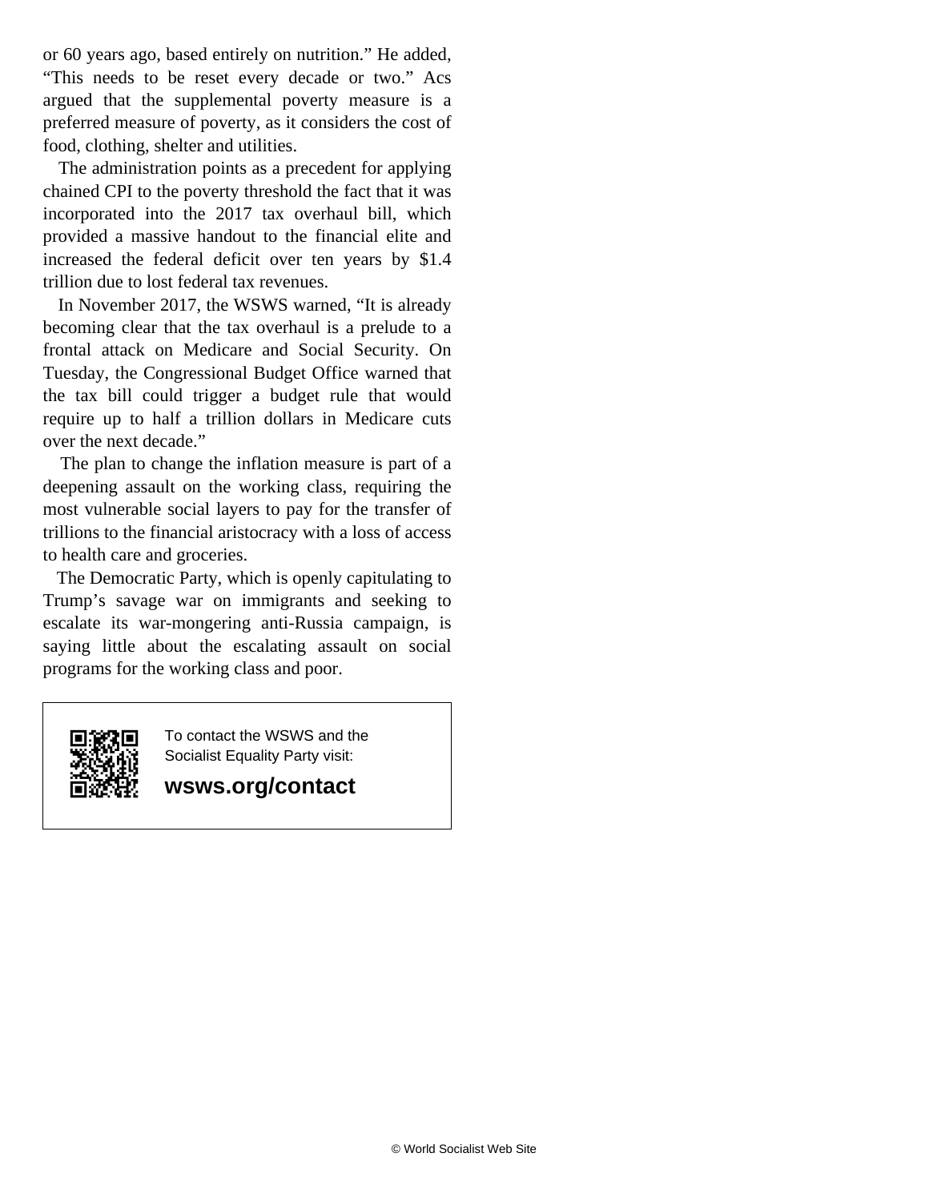or 60 years ago, based entirely on nutrition." He added, "This needs to be reset every decade or two." Acs argued that the supplemental poverty measure is a preferred measure of poverty, as it considers the cost of food, clothing, shelter and utilities.

The administration points as a precedent for applying chained CPI to the poverty threshold the fact that it was incorporated into the 2017 tax overhaul bill, which provided a massive handout to the financial elite and increased the federal deficit over ten years by $1.4 trillion due to lost federal tax revenues.

In November 2017, the WSWS warned, "It is already becoming clear that the tax overhaul is a prelude to a frontal attack on Medicare and Social Security. On Tuesday, the Congressional Budget Office warned that the tax bill could trigger a budget rule that would require up to half a trillion dollars in Medicare cuts over the next decade."

The plan to change the inflation measure is part of a deepening assault on the working class, requiring the most vulnerable social layers to pay for the transfer of trillions to the financial aristocracy with a loss of access to health care and groceries.

The Democratic Party, which is openly capitulating to Trump's savage war on immigrants and seeking to escalate its war-mongering anti-Russia campaign, is saying little about the escalating assault on social programs for the working class and poor.

To contact the WSWS and the Socialist Equality Party visit:

**wsws.org/contact**